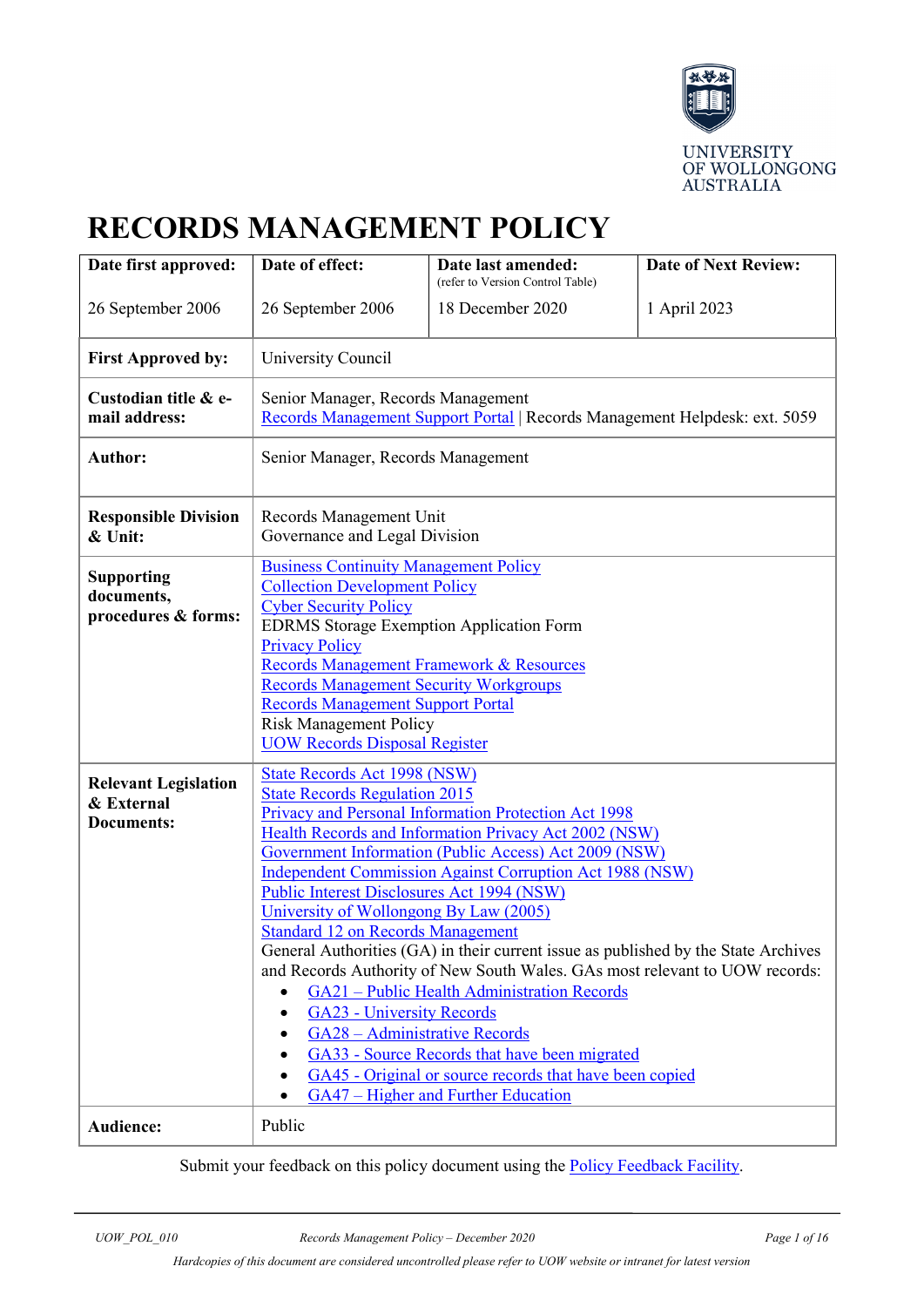UNIVERSITY OF WOLLONGONG AUSTRALIA

# RECORDS MANAGEMENT POLICY

| Date first approved: | Date of effect: | Date last amended: (refer to Version Control Table) | Date of Next Review: |
|---|---|---|---|
| 26 September 2006 | 26 September 2006 | 18 December 2020 | 1 April 2023 |

| | |
|---|---|
| **First Approved by:** | University Council |
| **Custodian title & e-mail address:** | Senior Manager, Records Management<br>Records Management Support Portal \| Records Management Helpdesk: ext. 5059 |
| **Author:** | Senior Manager, Records Management |
| **Responsible Division & Unit:** | Records Management Unit<br>Governance and Legal Division |
| **Supporting documents, procedures & forms:** | Business Continuity Management Policy<br>Collection Development Policy<br>Cyber Security Policy<br>EDRMS Storage Exemption Application Form<br>Privacy Policy<br>Records Management Framework & Resources<br>Records Management Security Workgroups<br>Records Management Support Portal<br>Risk Management Policy<br>UOW Records Disposal Register |
| **Relevant Legislation & External Documents:** | State Records Act 1998 (NSW)<br>State Records Regulation 2015<br>Privacy and Personal Information Protection Act 1998<br>Health Records and Information Privacy Act 2002 (NSW)<br>Government Information (Public Access) Act 2009 (NSW)<br>Independent Commission Against Corruption Act 1988 (NSW)<br>Public Interest Disclosures Act 1994 (NSW)<br>University of Wollongong By Law (2005)<br>Standard 12 on Records Management<br>General Authorities (GA) in their current issue as published by the State Archives and Records Authority of New South Wales. GAs most relevant to UOW records:<br>• GA21 – Public Health Administration Records<br>• GA23 - University Records<br>• GA28 – Administrative Records<br>• GA33 - Source Records that have been migrated<br>• GA45 - Original or source records that have been copied<br>• GA47 – Higher and Further Education |
| **Audience:** | Public |

Submit your feedback on this policy document using the Policy Feedback Facility.

*Hardcopies of this document are considered uncontrolled please refer to UOW website or intranet for latest version*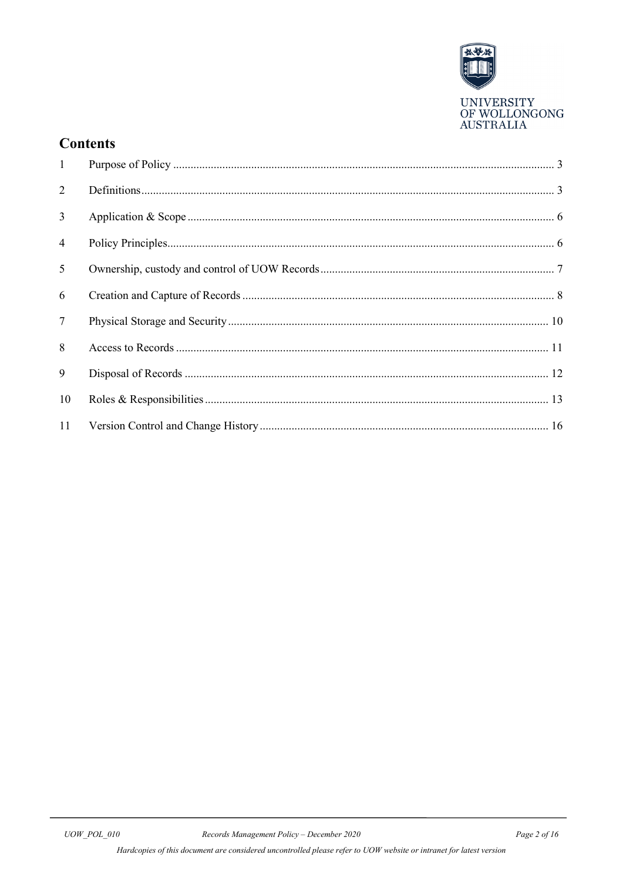## Contents

| | | |
|---|---|---|
| 1 | Purpose of Policy | 3 |
| 2 | Definitions | 3 |
| 3 | Application & Scope | 6 |
| 4 | Policy Principles | 6 |
| 5 | Ownership, custody and control of UOW Records | 7 |
| 6 | Creation and Capture of Records | 8 |
| 7 | Physical Storage and Security | 10 |
| 8 | Access to Records | 11 |
| 9 | Disposal of Records | 12 |
| 10 | Roles & Responsibilities | 13 |
| 11 | Version Control and Change History | 16 |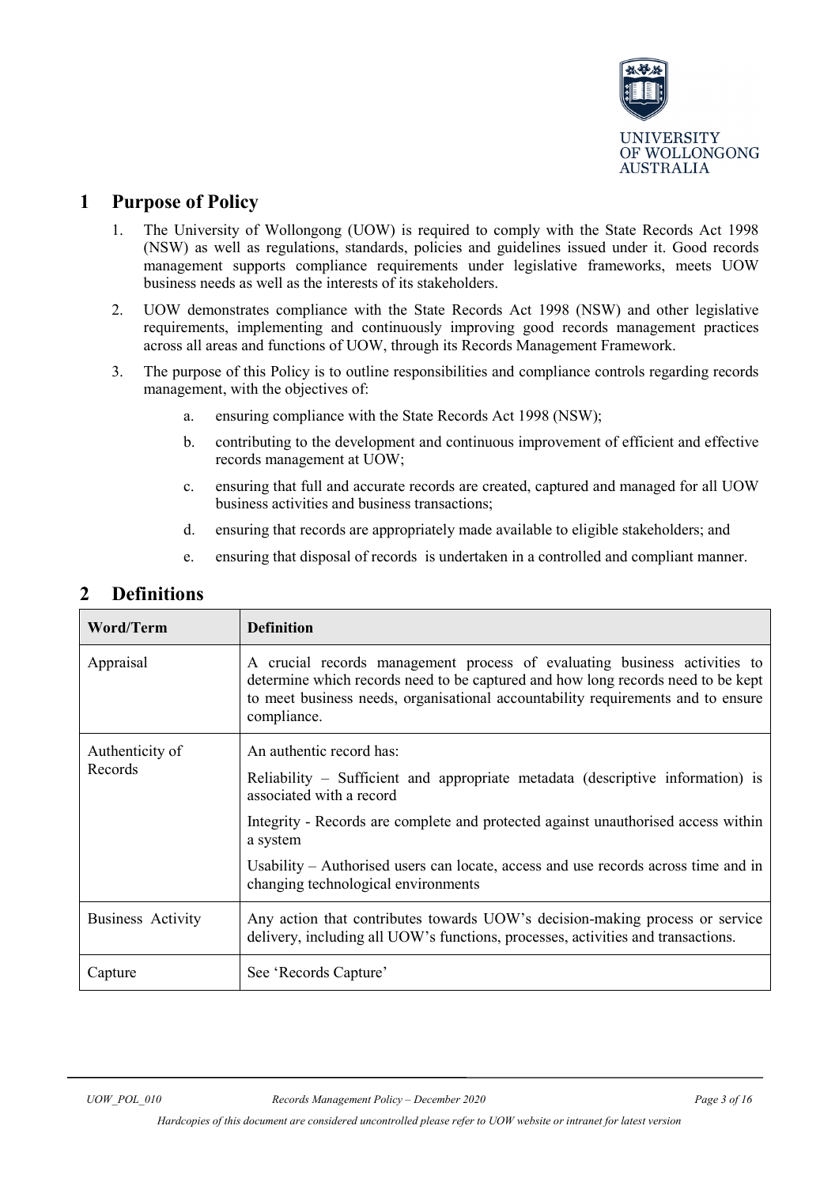# 1 Purpose of Policy

1. The University of Wollongong (UOW) is required to comply with the State Records Act 1998 (NSW) as well as regulations, standards, policies and guidelines issued under it. Good records management supports compliance requirements under legislative frameworks, meets UOW business needs as well as the interests of its stakeholders.
2. UOW demonstrates compliance with the State Records Act 1998 (NSW) and other legislative requirements, implementing and continuously improving good records management practices across all areas and functions of UOW, through its Records Management Framework.
3. The purpose of this Policy is to outline responsibilities and compliance controls regarding records management, with the objectives of:
   a. ensuring compliance with the State Records Act 1998 (NSW);
   b. contributing to the development and continuous improvement of efficient and effective records management at UOW;
   c. ensuring that full and accurate records are created, captured and managed for all UOW business activities and business transactions;
   d. ensuring that records are appropriately made available to eligible stakeholders; and
   e. ensuring that disposal of records is undertaken in a controlled and compliant manner.

# 2 Definitions

| Word/Term | Definition |
|---|---|
| Appraisal | A crucial records management process of evaluating business activities to determine which records need to be captured and how long records need to be kept to meet business needs, organisational accountability requirements and to ensure compliance. |
| Authenticity of Records | An authentic record has:<br>Reliability – Sufficient and appropriate metadata (descriptive information) is associated with a record<br>Integrity - Records are complete and protected against unauthorised access within a system<br>Usability – Authorised users can locate, access and use records across time and in changing technological environments |
| Business Activity | Any action that contributes towards UOW's decision-making process or service delivery, including all UOW's functions, processes, activities and transactions. |
| Capture | See 'Records Capture' |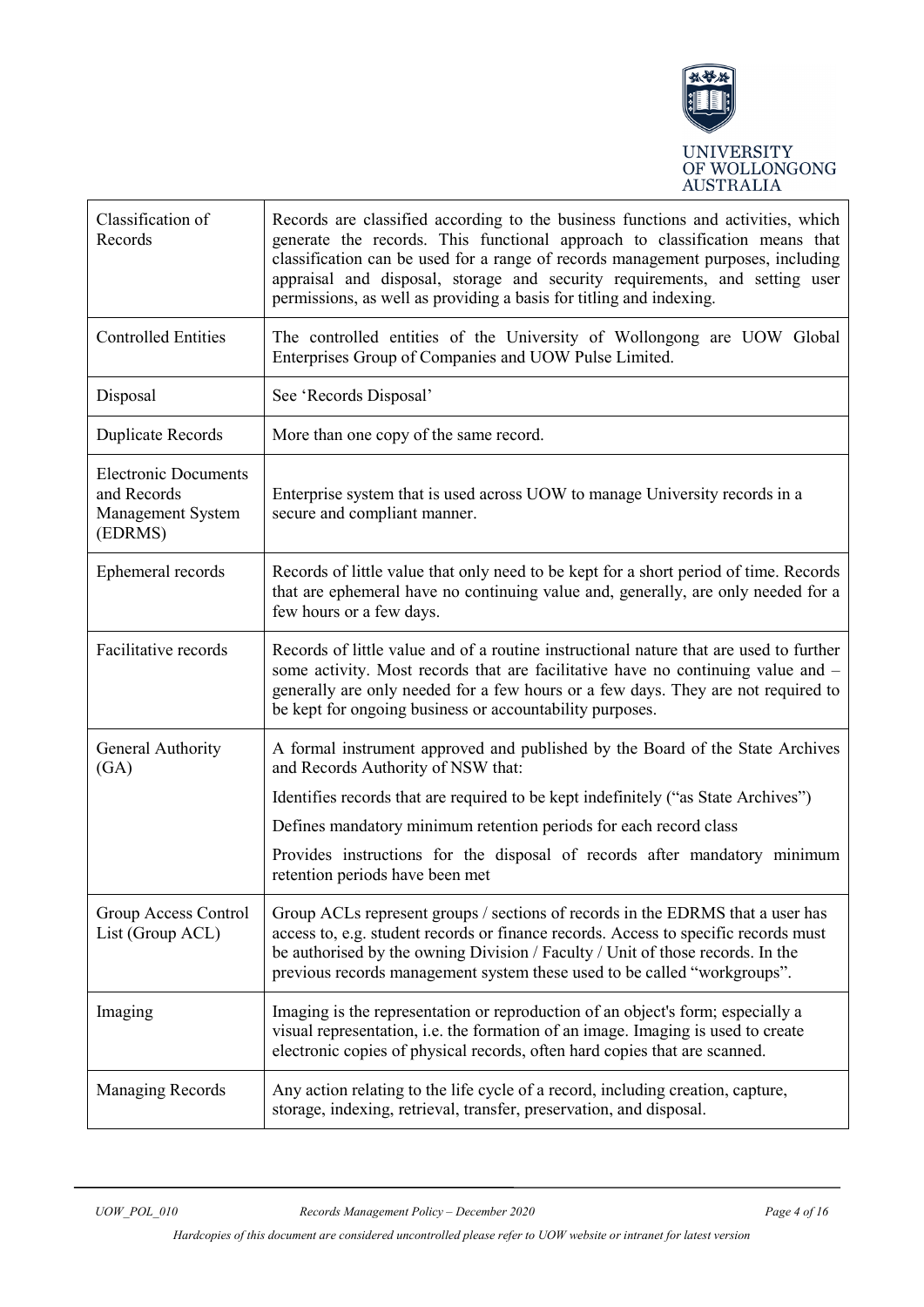| | |
|---|---|
| Classification of Records | Records are classified according to the business functions and activities, which generate the records. This functional approach to classification means that classification can be used for a range of records management purposes, including appraisal and disposal, storage and security requirements, and setting user permissions, as well as providing a basis for titling and indexing. |
| Controlled Entities | The controlled entities of the University of Wollongong are UOW Global Enterprises Group of Companies and UOW Pulse Limited. |
| Disposal | See 'Records Disposal' |
| Duplicate Records | More than one copy of the same record. |
| Electronic Documents and Records Management System (EDRMS) | Enterprise system that is used across UOW to manage University records in a secure and compliant manner. |
| Ephemeral records | Records of little value that only need to be kept for a short period of time. Records that are ephemeral have no continuing value and, generally, are only needed for a few hours or a few days. |
| Facilitative records | Records of little value and of a routine instructional nature that are used to further some activity. Most records that are facilitative have no continuing value and – generally are only needed for a few hours or a few days. They are not required to be kept for ongoing business or accountability purposes. |
| General Authority (GA) | A formal instrument approved and published by the Board of the State Archives and Records Authority of NSW that:<br><br>Identifies records that are required to be kept indefinitely ("as State Archives")<br><br>Defines mandatory minimum retention periods for each record class<br><br>Provides instructions for the disposal of records after mandatory minimum retention periods have been met |
| Group Access Control List (Group ACL) | Group ACLs represent groups / sections of records in the EDRMS that a user has access to, e.g. student records or finance records. Access to specific records must be authorised by the owning Division / Faculty / Unit of those records. In the previous records management system these used to be called "workgroups". |
| Imaging | Imaging is the representation or reproduction of an object's form; especially a visual representation, i.e. the formation of an image. Imaging is used to create electronic copies of physical records, often hard copies that are scanned. |
| Managing Records | Any action relating to the life cycle of a record, including creation, capture, storage, indexing, retrieval, transfer, preservation, and disposal. |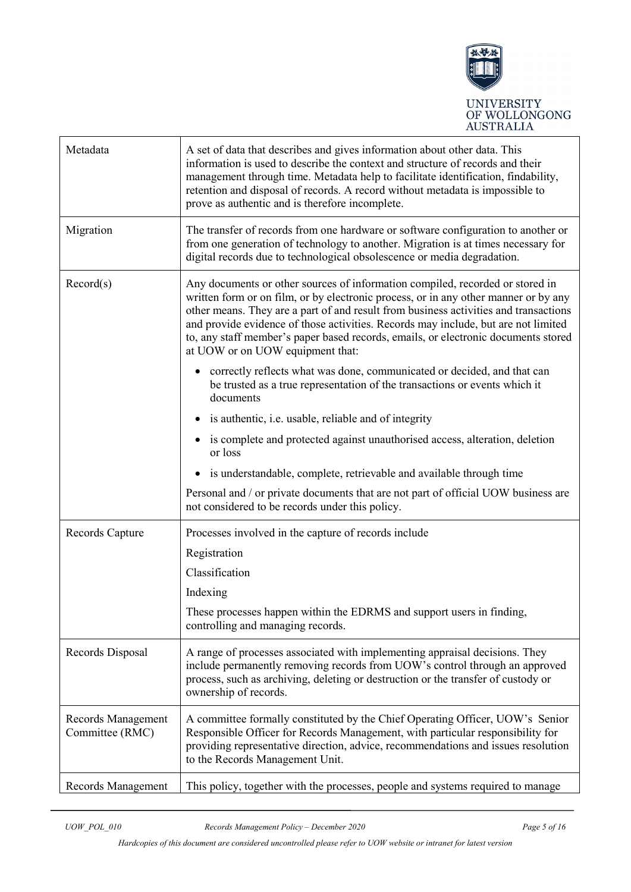| | |
|---|---|
| Metadata | A set of data that describes and gives information about other data. This information is used to describe the context and structure of records and their management through time. Metadata help to facilitate identification, findability, retention and disposal of records. A record without metadata is impossible to prove as authentic and is therefore incomplete. |
| Migration | The transfer of records from one hardware or software configuration to another or from one generation of technology to another. Migration is at times necessary for digital records due to technological obsolescence or media degradation. |
| Record(s) | Any documents or other sources of information compiled, recorded or stored in written form or on film, or by electronic process, or in any other manner or by any other means. They are a part of and result from business activities and transactions and provide evidence of those activities. Records may include, but are not limited to, any staff member's paper based records, emails, or electronic documents stored at UOW or on UOW equipment that:<br>• correctly reflects what was done, communicated or decided, and that can be trusted as a true representation of the transactions or events which it documents<br>• is authentic, i.e. usable, reliable and of integrity<br>• is complete and protected against unauthorised access, alteration, deletion or loss<br>• is understandable, complete, retrievable and available through time<br>Personal and / or private documents that are not part of official UOW business are not considered to be records under this policy. |
| Records Capture | Processes involved in the capture of records include<br>Registration<br>Classification<br>Indexing<br>These processes happen within the EDRMS and support users in finding, controlling and managing records. |
| Records Disposal | A range of processes associated with implementing appraisal decisions. They include permanently removing records from UOW's control through an approved process, such as archiving, deleting or destruction or the transfer of custody or ownership of records. |
| Records Management Committee (RMC) | A committee formally constituted by the Chief Operating Officer, UOW's Senior Responsible Officer for Records Management, with particular responsibility for providing representative direction, advice, recommendations and issues resolution to the Records Management Unit. |
| Records Management | This policy, together with the processes, people and systems required to manage |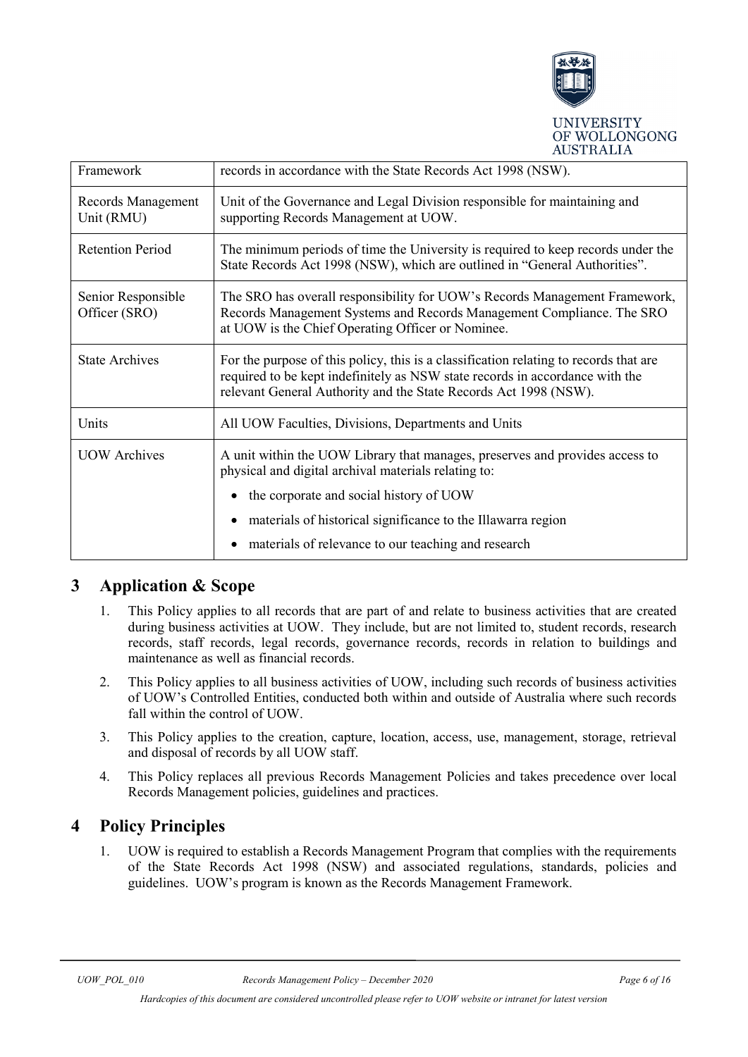| | |
|---|---|
| Framework | records in accordance with the State Records Act 1998 (NSW). |
| Records Management Unit (RMU) | Unit of the Governance and Legal Division responsible for maintaining and supporting Records Management at UOW. |
| Retention Period | The minimum periods of time the University is required to keep records under the State Records Act 1998 (NSW), which are outlined in "General Authorities". |
| Senior Responsible Officer (SRO) | The SRO has overall responsibility for UOW's Records Management Framework, Records Management Systems and Records Management Compliance. The SRO at UOW is the Chief Operating Officer or Nominee. |
| State Archives | For the purpose of this policy, this is a classification relating to records that are required to be kept indefinitely as NSW state records in accordance with the relevant General Authority and the State Records Act 1998 (NSW). |
| Units | All UOW Faculties, Divisions, Departments and Units |
| UOW Archives | A unit within the UOW Library that manages, preserves and provides access to physical and digital archival materials relating to: <br>• the corporate and social history of UOW <br>• materials of historical significance to the Illawarra region <br>• materials of relevance to our teaching and research |

# 3 Application & Scope

1. This Policy applies to all records that are part of and relate to business activities that are created during business activities at UOW. They include, but are not limited to, student records, research records, staff records, legal records, governance records, records in relation to buildings and maintenance as well as financial records.
2. This Policy applies to all business activities of UOW, including such records of business activities of UOW's Controlled Entities, conducted both within and outside of Australia where such records fall within the control of UOW.
3. This Policy applies to the creation, capture, location, access, use, management, storage, retrieval and disposal of records by all UOW staff.
4. This Policy replaces all previous Records Management Policies and takes precedence over local Records Management policies, guidelines and practices.

# 4 Policy Principles

1. UOW is required to establish a Records Management Program that complies with the requirements of the State Records Act 1998 (NSW) and associated regulations, standards, policies and guidelines. UOW's program is known as the Records Management Framework.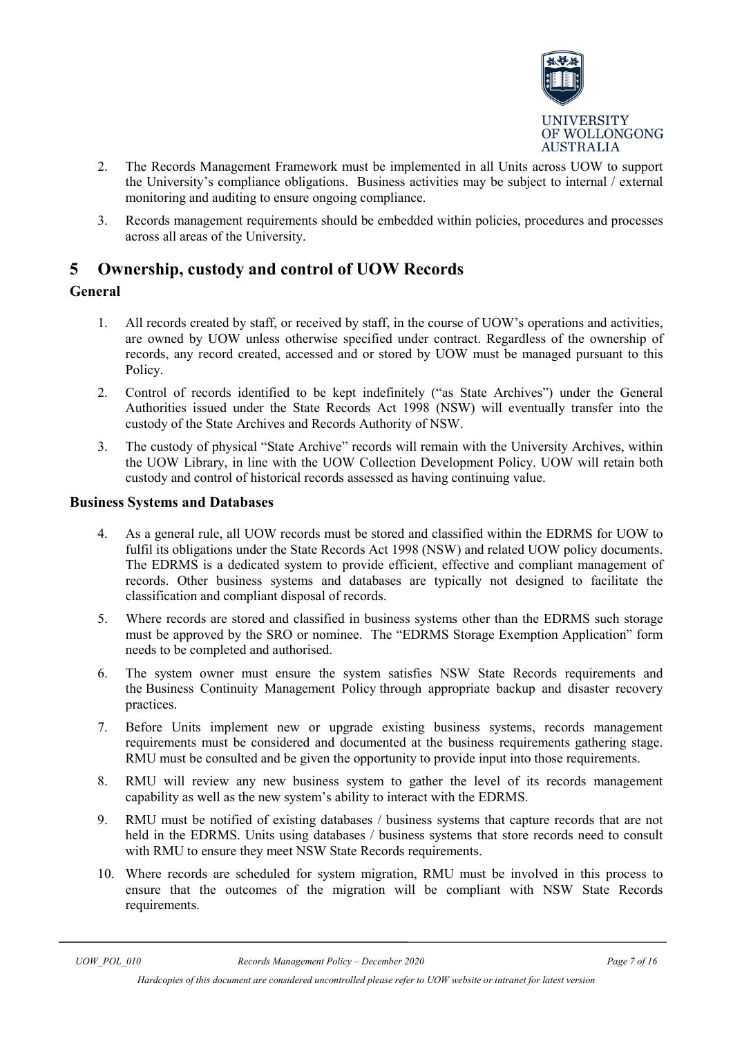2. The Records Management Framework must be implemented in all Units across UOW to support the University's compliance obligations. Business activities may be subject to internal / external monitoring and auditing to ensure ongoing compliance.

3. Records management requirements should be embedded within policies, procedures and processes across all areas of the University.

# 5 Ownership, custody and control of UOW Records

## General

1. All records created by staff, or received by staff, in the course of UOW's operations and activities, are owned by UOW unless otherwise specified under contract. Regardless of the ownership of records, any record created, accessed and or stored by UOW must be managed pursuant to this Policy.

2. Control of records identified to be kept indefinitely ("as State Archives") under the General Authorities issued under the State Records Act 1998 (NSW) will eventually transfer into the custody of the State Archives and Records Authority of NSW.

3. The custody of physical "State Archive" records will remain with the University Archives, within the UOW Library, in line with the UOW Collection Development Policy. UOW will retain both custody and control of historical records assessed as having continuing value.

## Business Systems and Databases

4. As a general rule, all UOW records must be stored and classified within the EDRMS for UOW to fulfil its obligations under the State Records Act 1998 (NSW) and related UOW policy documents. The EDRMS is a dedicated system to provide efficient, effective and compliant management of records. Other business systems and databases are typically not designed to facilitate the classification and compliant disposal of records.

5. Where records are stored and classified in business systems other than the EDRMS such storage must be approved by the SRO or nominee. The "EDRMS Storage Exemption Application" form needs to be completed and authorised.

6. The system owner must ensure the system satisfies NSW State Records requirements and the Business Continuity Management Policy through appropriate backup and disaster recovery practices.

7. Before Units implement new or upgrade existing business systems, records management requirements must be considered and documented at the business requirements gathering stage. RMU must be consulted and be given the opportunity to provide input into those requirements.

8. RMU will review any new business system to gather the level of its records management capability as well as the new system's ability to interact with the EDRMS.

9. RMU must be notified of existing databases / business systems that capture records that are not held in the EDRMS. Units using databases / business systems that store records need to consult with RMU to ensure they meet NSW State Records requirements.

10. Where records are scheduled for system migration, RMU must be involved in this process to ensure that the outcomes of the migration will be compliant with NSW State Records requirements.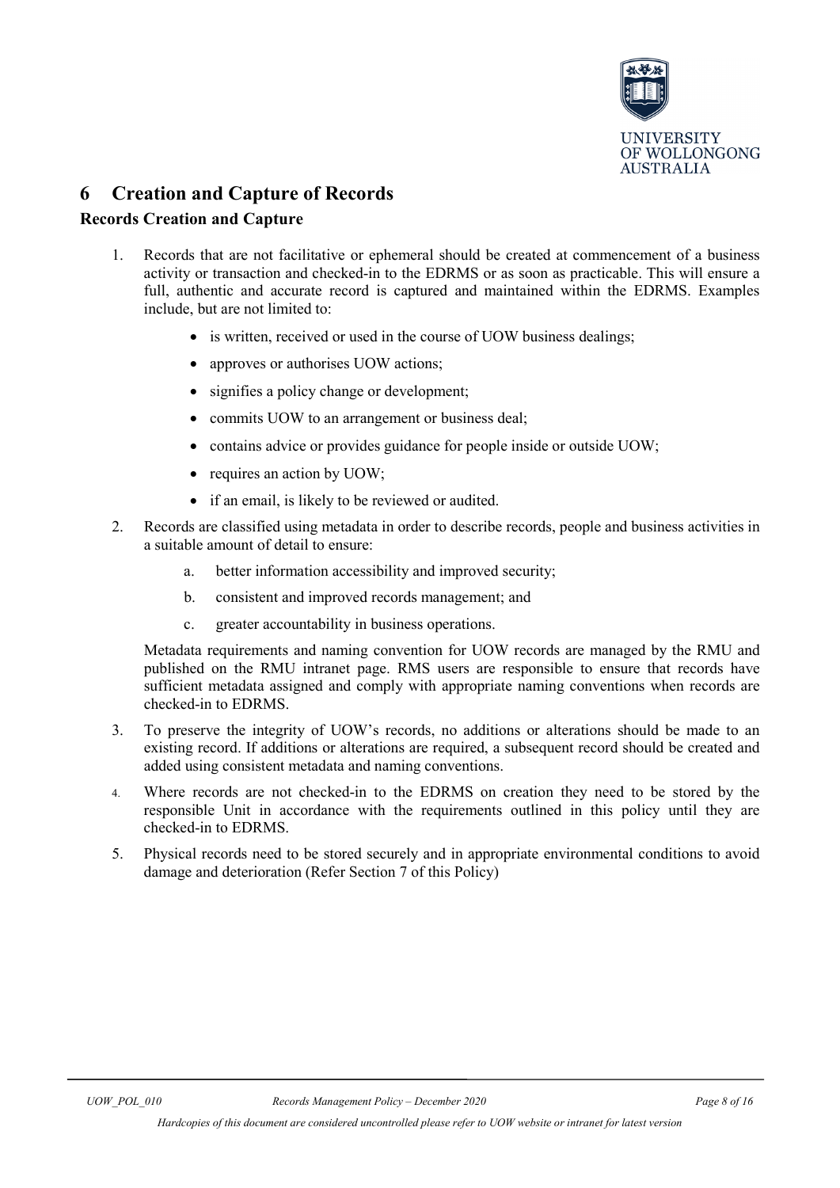# 6 Creation and Capture of Records

### Records Creation and Capture

1. Records that are not facilitative or ephemeral should be created at commencement of a business activity or transaction and checked-in to the EDRMS or as soon as practicable. This will ensure a full, authentic and accurate record is captured and maintained within the EDRMS. Examples include, but are not limited to:
    - is written, received or used in the course of UOW business dealings;
    - approves or authorises UOW actions;
    - signifies a policy change or development;
    - commits UOW to an arrangement or business deal;
    - contains advice or provides guidance for people inside or outside UOW;
    - requires an action by UOW;
    - if an email, is likely to be reviewed or audited.
2. Records are classified using metadata in order to describe records, people and business activities in a suitable amount of detail to ensure:
    a. better information accessibility and improved security;
    b. consistent and improved records management; and
    c. greater accountability in business operations.

    Metadata requirements and naming convention for UOW records are managed by the RMU and published on the RMU intranet page. RMS users are responsible to ensure that records have sufficient metadata assigned and comply with appropriate naming conventions when records are checked-in to EDRMS.
3. To preserve the integrity of UOW's records, no additions or alterations should be made to an existing record. If additions or alterations are required, a subsequent record should be created and added using consistent metadata and naming conventions.
4. Where records are not checked-in to the EDRMS on creation they need to be stored by the responsible Unit in accordance with the requirements outlined in this policy until they are checked-in to EDRMS.
5. Physical records need to be stored securely and in appropriate environmental conditions to avoid damage and deterioration (Refer Section 7 of this Policy)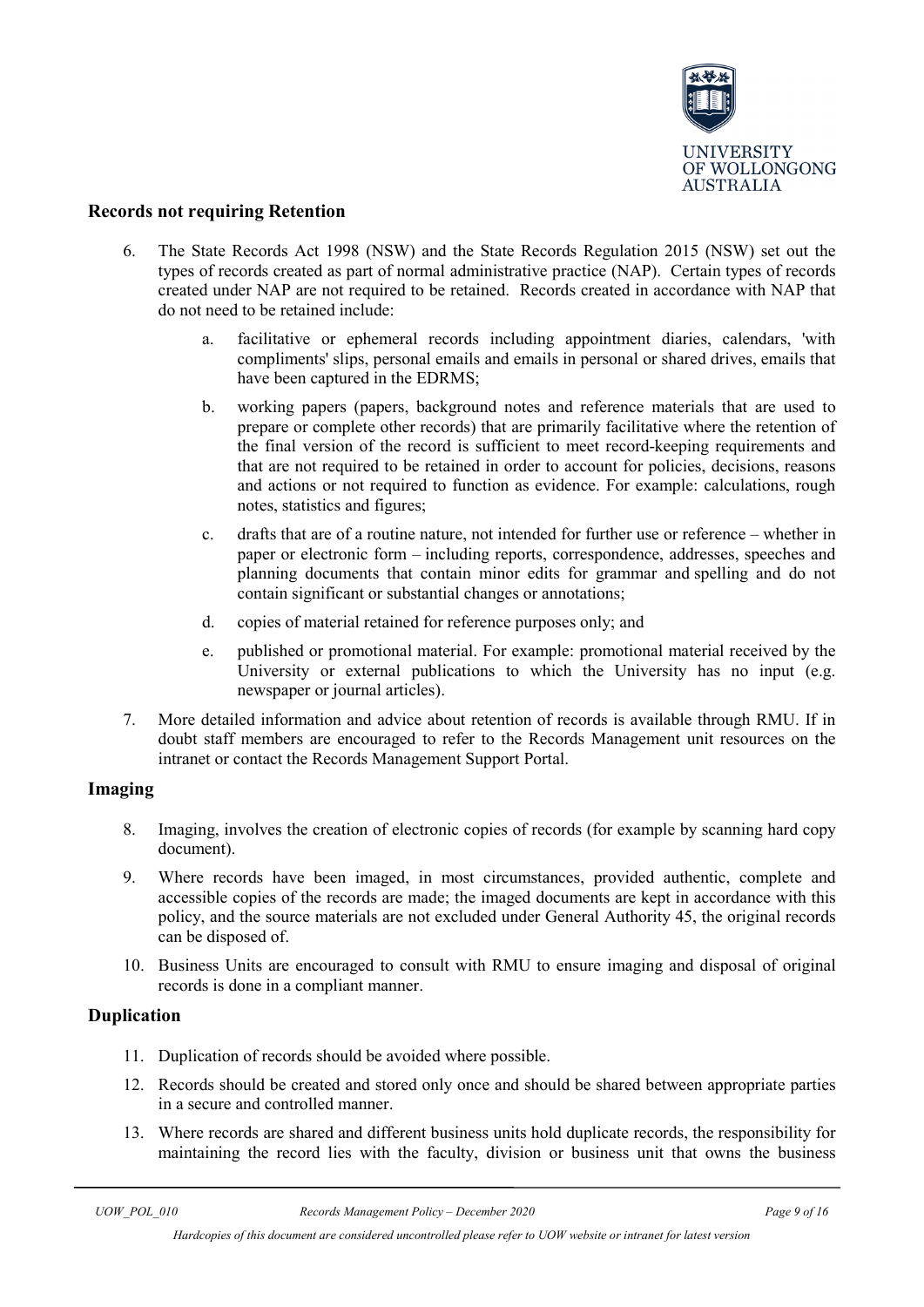## Records not requiring Retention

6. The State Records Act 1998 (NSW) and the State Records Regulation 2015 (NSW) set out the types of records created as part of normal administrative practice (NAP). Certain types of records created under NAP are not required to be retained. Records created in accordance with NAP that do not need to be retained include:

    a. facilitative or ephemeral records including appointment diaries, calendars, 'with compliments' slips, personal emails and emails in personal or shared drives, emails that have been captured in the EDRMS;

    b. working papers (papers, background notes and reference materials that are used to prepare or complete other records) that are primarily facilitative where the retention of the final version of the record is sufficient to meet record-keeping requirements and that are not required to be retained in order to account for policies, decisions, reasons and actions or not required to function as evidence. For example: calculations, rough notes, statistics and figures;

    c. drafts that are of a routine nature, not intended for further use or reference – whether in paper or electronic form – including reports, correspondence, addresses, speeches and planning documents that contain minor edits for grammar and spelling and do not contain significant or substantial changes or annotations;

    d. copies of material retained for reference purposes only; and

    e. published or promotional material. For example: promotional material received by the University or external publications to which the University has no input (e.g. newspaper or journal articles).

7. More detailed information and advice about retention of records is available through RMU. If in doubt staff members are encouraged to refer to the Records Management unit resources on the intranet or contact the Records Management Support Portal.

## Imaging

8. Imaging, involves the creation of electronic copies of records (for example by scanning hard copy document).

9. Where records have been imaged, in most circumstances, provided authentic, complete and accessible copies of the records are made; the imaged documents are kept in accordance with this policy, and the source materials are not excluded under General Authority 45, the original records can be disposed of.

10. Business Units are encouraged to consult with RMU to ensure imaging and disposal of original records is done in a compliant manner.

## Duplication

11. Duplication of records should be avoided where possible.

12. Records should be created and stored only once and should be shared between appropriate parties in a secure and controlled manner.

13. Where records are shared and different business units hold duplicate records, the responsibility for maintaining the record lies with the faculty, division or business unit that owns the business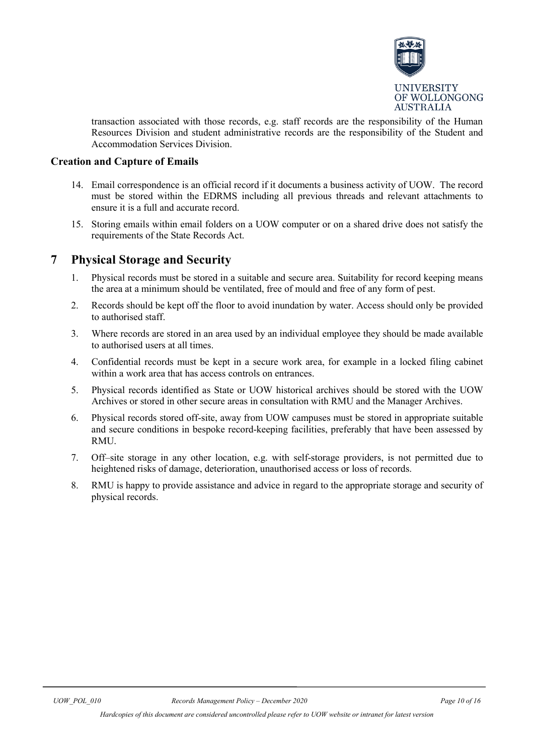transaction associated with those records, e.g. staff records are the responsibility of the Human Resources Division and student administrative records are the responsibility of the Student and Accommodation Services Division.

### Creation and Capture of Emails

14. Email correspondence is an official record if it documents a business activity of UOW. The record must be stored within the EDRMS including all previous threads and relevant attachments to ensure it is a full and accurate record.
15. Storing emails within email folders on a UOW computer or on a shared drive does not satisfy the requirements of the State Records Act.

## 7 Physical Storage and Security

1. Physical records must be stored in a suitable and secure area. Suitability for record keeping means the area at a minimum should be ventilated, free of mould and free of any form of pest.
2. Records should be kept off the floor to avoid inundation by water. Access should only be provided to authorised staff.
3. Where records are stored in an area used by an individual employee they should be made available to authorised users at all times.
4. Confidential records must be kept in a secure work area, for example in a locked filing cabinet within a work area that has access controls on entrances.
5. Physical records identified as State or UOW historical archives should be stored with the UOW Archives or stored in other secure areas in consultation with RMU and the Manager Archives.
6. Physical records stored off-site, away from UOW campuses must be stored in appropriate suitable and secure conditions in bespoke record-keeping facilities, preferably that have been assessed by RMU.
7. Off–site storage in any other location, e.g. with self-storage providers, is not permitted due to heightened risks of damage, deterioration, unauthorised access or loss of records.
8. RMU is happy to provide assistance and advice in regard to the appropriate storage and security of physical records.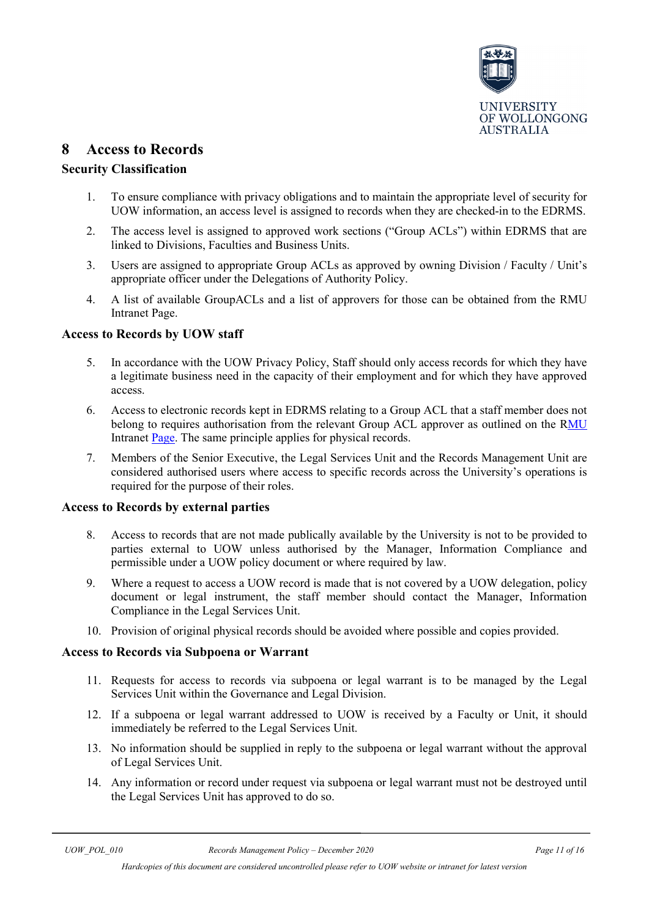# 8 Access to Records

## Security Classification

1. To ensure compliance with privacy obligations and to maintain the appropriate level of security for UOW information, an access level is assigned to records when they are checked-in to the EDRMS.
2. The access level is assigned to approved work sections ("Group ACLs") within EDRMS that are linked to Divisions, Faculties and Business Units.
3. Users are assigned to appropriate Group ACLs as approved by owning Division / Faculty / Unit's appropriate officer under the Delegations of Authority Policy.
4. A list of available GroupACLs and a list of approvers for those can be obtained from the RMU Intranet Page.

## Access to Records by UOW staff

5. In accordance with the UOW Privacy Policy, Staff should only access records for which they have a legitimate business need in the capacity of their employment and for which they have approved access.
6. Access to electronic records kept in EDRMS relating to a Group ACL that a staff member does not belong to requires authorisation from the relevant Group ACL approver as outlined on the RMU Intranet Page. The same principle applies for physical records.
7. Members of the Senior Executive, the Legal Services Unit and the Records Management Unit are considered authorised users where access to specific records across the University's operations is required for the purpose of their roles.

## Access to Records by external parties

8. Access to records that are not made publically available by the University is not to be provided to parties external to UOW unless authorised by the Manager, Information Compliance and permissible under a UOW policy document or where required by law.
9. Where a request to access a UOW record is made that is not covered by a UOW delegation, policy document or legal instrument, the staff member should contact the Manager, Information Compliance in the Legal Services Unit.
10. Provision of original physical records should be avoided where possible and copies provided.

## Access to Records via Subpoena or Warrant

11. Requests for access to records via subpoena or legal warrant is to be managed by the Legal Services Unit within the Governance and Legal Division.
12. If a subpoena or legal warrant addressed to UOW is received by a Faculty or Unit, it should immediately be referred to the Legal Services Unit.
13. No information should be supplied in reply to the subpoena or legal warrant without the approval of Legal Services Unit.
14. Any information or record under request via subpoena or legal warrant must not be destroyed until the Legal Services Unit has approved to do so.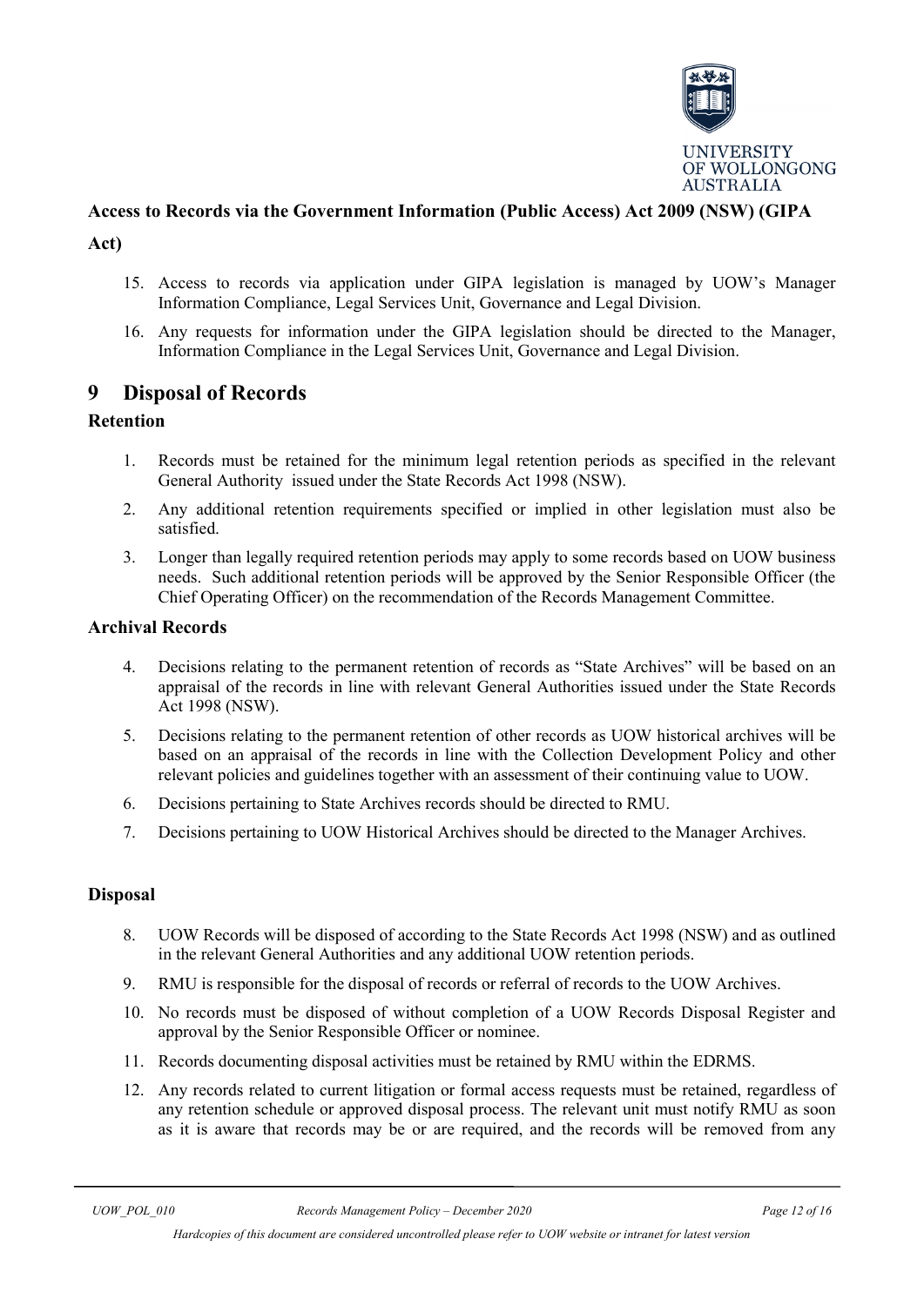**Access to Records via the Government Information (Public Access) Act 2009 (NSW) (GIPA Act)**

15. Access to records via application under GIPA legislation is managed by UOW's Manager Information Compliance, Legal Services Unit, Governance and Legal Division.
16. Any requests for information under the GIPA legislation should be directed to the Manager, Information Compliance in the Legal Services Unit, Governance and Legal Division.

# 9 Disposal of Records

### Retention

1. Records must be retained for the minimum legal retention periods as specified in the relevant General Authority issued under the State Records Act 1998 (NSW).
2. Any additional retention requirements specified or implied in other legislation must also be satisfied.
3. Longer than legally required retention periods may apply to some records based on UOW business needs. Such additional retention periods will be approved by the Senior Responsible Officer (the Chief Operating Officer) on the recommendation of the Records Management Committee.

### Archival Records

4. Decisions relating to the permanent retention of records as "State Archives" will be based on an appraisal of the records in line with relevant General Authorities issued under the State Records Act 1998 (NSW).
5. Decisions relating to the permanent retention of other records as UOW historical archives will be based on an appraisal of the records in line with the Collection Development Policy and other relevant policies and guidelines together with an assessment of their continuing value to UOW.
6. Decisions pertaining to State Archives records should be directed to RMU.
7. Decisions pertaining to UOW Historical Archives should be directed to the Manager Archives.

### Disposal

8. UOW Records will be disposed of according to the State Records Act 1998 (NSW) and as outlined in the relevant General Authorities and any additional UOW retention periods.
9. RMU is responsible for the disposal of records or referral of records to the UOW Archives.
10. No records must be disposed of without completion of a UOW Records Disposal Register and approval by the Senior Responsible Officer or nominee.
11. Records documenting disposal activities must be retained by RMU within the EDRMS.
12. Any records related to current litigation or formal access requests must be retained, regardless of any retention schedule or approved disposal process. The relevant unit must notify RMU as soon as it is aware that records may be or are required, and the records will be removed from any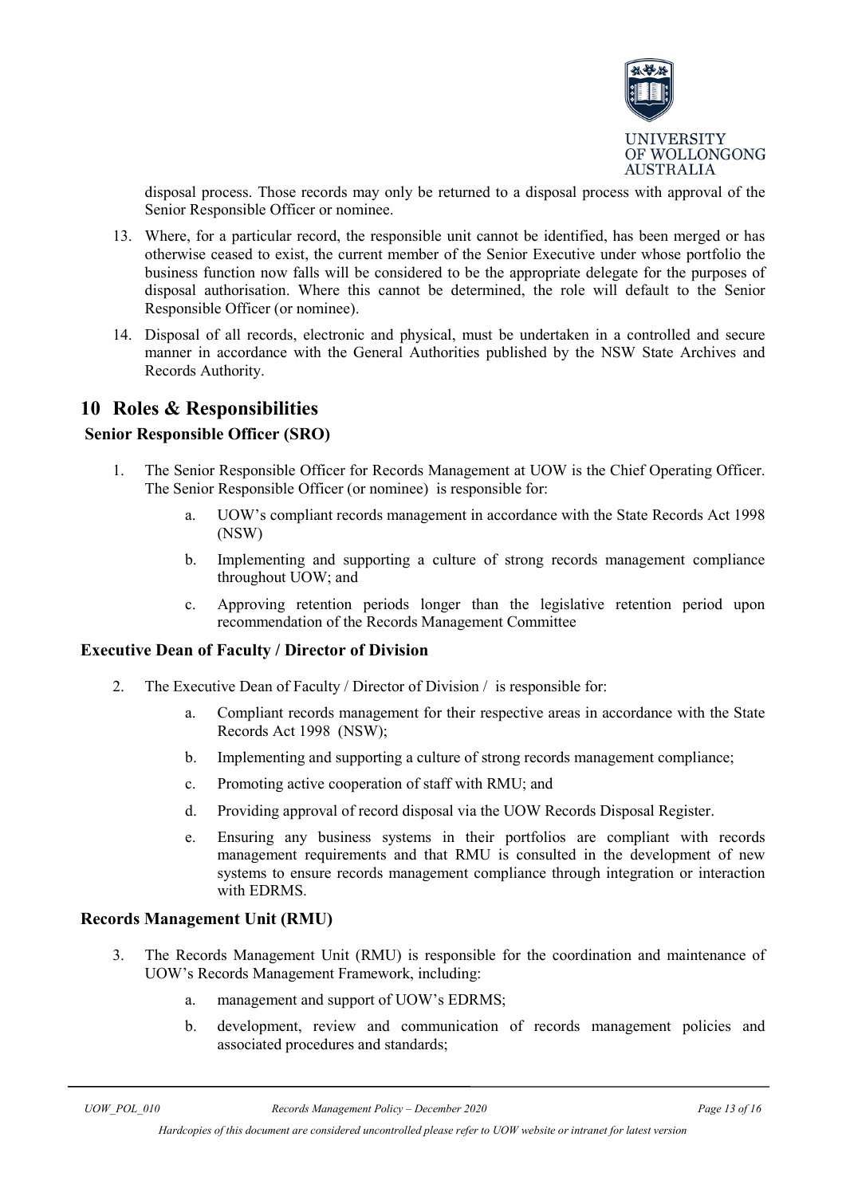disposal process. Those records may only be returned to a disposal process with approval of the Senior Responsible Officer or nominee.

13. Where, for a particular record, the responsible unit cannot be identified, has been merged or has otherwise ceased to exist, the current member of the Senior Executive under whose portfolio the business function now falls will be considered to be the appropriate delegate for the purposes of disposal authorisation. Where this cannot be determined, the role will default to the Senior Responsible Officer (or nominee).
14. Disposal of all records, electronic and physical, must be undertaken in a controlled and secure manner in accordance with the General Authorities published by the NSW State Archives and Records Authority.

# 10 Roles & Responsibilities

### Senior Responsible Officer (SRO)

1. The Senior Responsible Officer for Records Management at UOW is the Chief Operating Officer. The Senior Responsible Officer (or nominee) is responsible for:
   a. UOW's compliant records management in accordance with the State Records Act 1998 (NSW)
   b. Implementing and supporting a culture of strong records management compliance throughout UOW; and
   c. Approving retention periods longer than the legislative retention period upon recommendation of the Records Management Committee

### Executive Dean of Faculty / Director of Division

2. The Executive Dean of Faculty / Director of Division / is responsible for:
   a. Compliant records management for their respective areas in accordance with the State Records Act 1998 (NSW);
   b. Implementing and supporting a culture of strong records management compliance;
   c. Promoting active cooperation of staff with RMU; and
   d. Providing approval of record disposal via the UOW Records Disposal Register.
   e. Ensuring any business systems in their portfolios are compliant with records management requirements and that RMU is consulted in the development of new systems to ensure records management compliance through integration or interaction with EDRMS.

### Records Management Unit (RMU)

3. The Records Management Unit (RMU) is responsible for the coordination and maintenance of UOW's Records Management Framework, including:
   a. management and support of UOW's EDRMS;
   b. development, review and communication of records management policies and associated procedures and standards;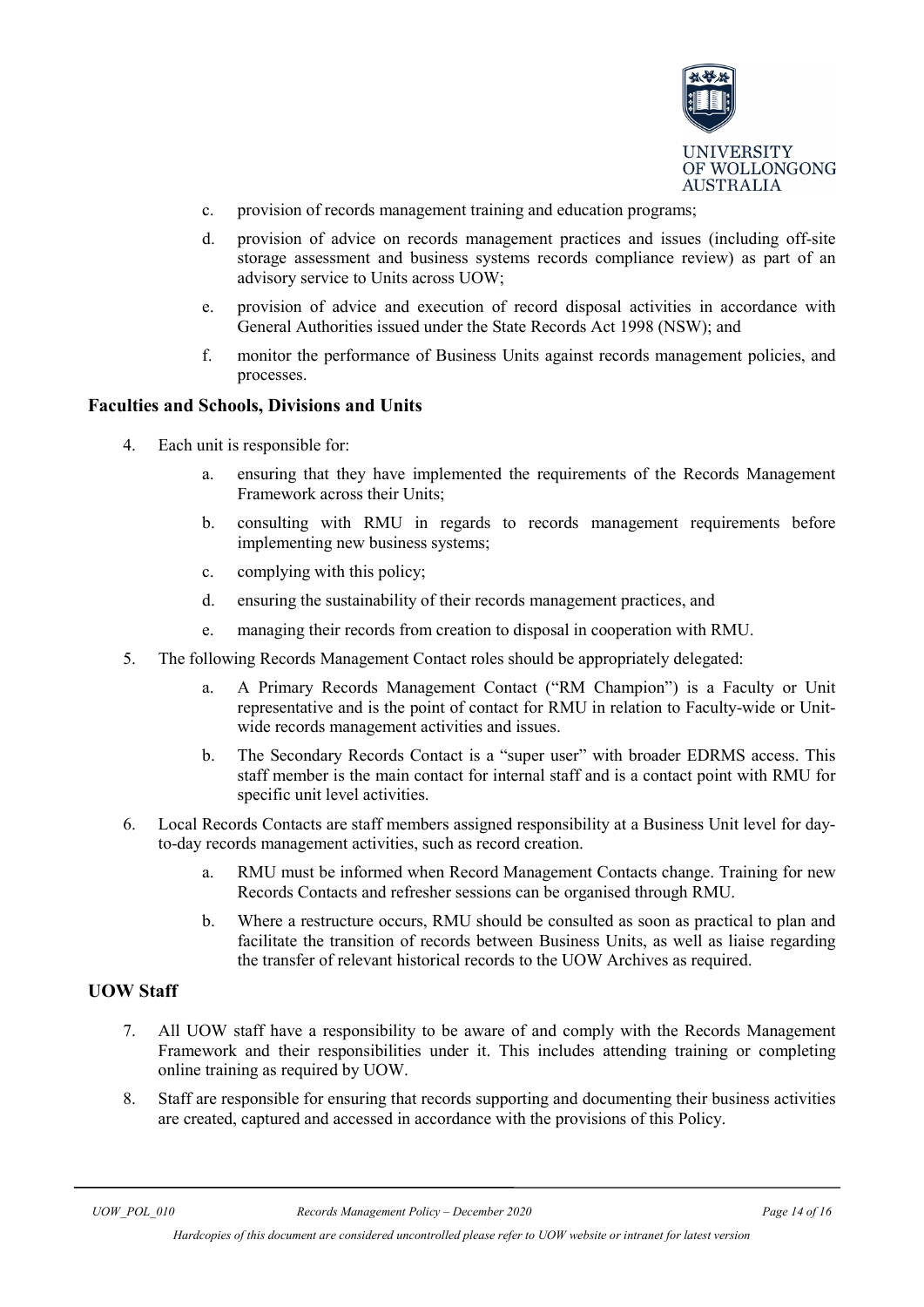c. provision of records management training and education programs;

d. provision of advice on records management practices and issues (including off-site storage assessment and business systems records compliance review) as part of an advisory service to Units across UOW;

e. provision of advice and execution of record disposal activities in accordance with General Authorities issued under the State Records Act 1998 (NSW); and

f. monitor the performance of Business Units against records management policies, and processes.

### Faculties and Schools, Divisions and Units

4. Each unit is responsible for:

    a. ensuring that they have implemented the requirements of the Records Management Framework across their Units;

    b. consulting with RMU in regards to records management requirements before implementing new business systems;

    c. complying with this policy;

    d. ensuring the sustainability of their records management practices, and

    e. managing their records from creation to disposal in cooperation with RMU.

5. The following Records Management Contact roles should be appropriately delegated:

    a. A Primary Records Management Contact ("RM Champion") is a Faculty or Unit representative and is the point of contact for RMU in relation to Faculty-wide or Unit-wide records management activities and issues.

    b. The Secondary Records Contact is a "super user" with broader EDRMS access. This staff member is the main contact for internal staff and is a contact point with RMU for specific unit level activities.

6. Local Records Contacts are staff members assigned responsibility at a Business Unit level for day-to-day records management activities, such as record creation.

    a. RMU must be informed when Record Management Contacts change. Training for new Records Contacts and refresher sessions can be organised through RMU.

    b. Where a restructure occurs, RMU should be consulted as soon as practical to plan and facilitate the transition of records between Business Units, as well as liaise regarding the transfer of relevant historical records to the UOW Archives as required.

### UOW Staff

7. All UOW staff have a responsibility to be aware of and comply with the Records Management Framework and their responsibilities under it. This includes attending training or completing online training as required by UOW.

8. Staff are responsible for ensuring that records supporting and documenting their business activities are created, captured and accessed in accordance with the provisions of this Policy.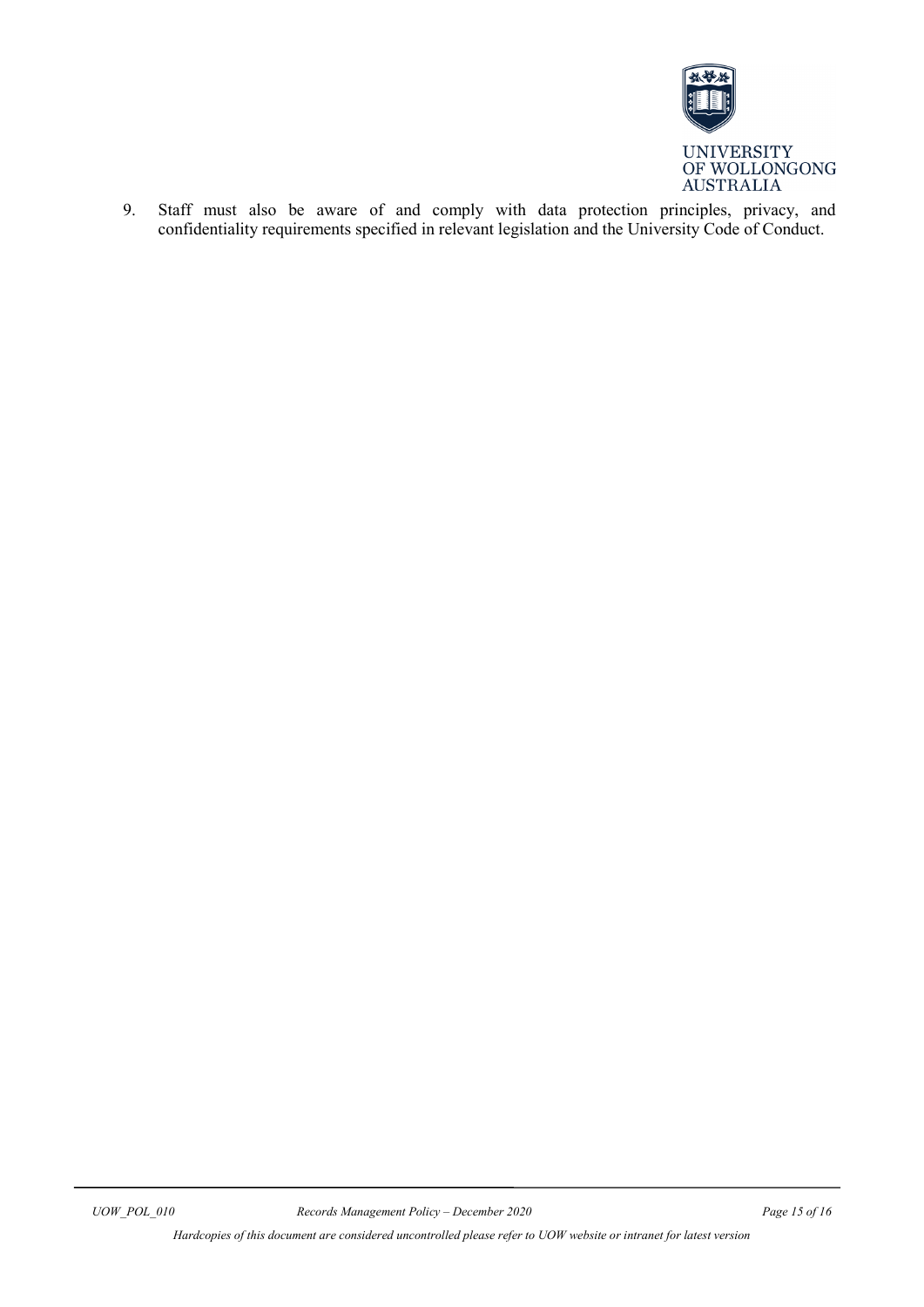9. Staff must also be aware of and comply with data protection principles, privacy, and confidentiality requirements specified in relevant legislation and the University Code of Conduct.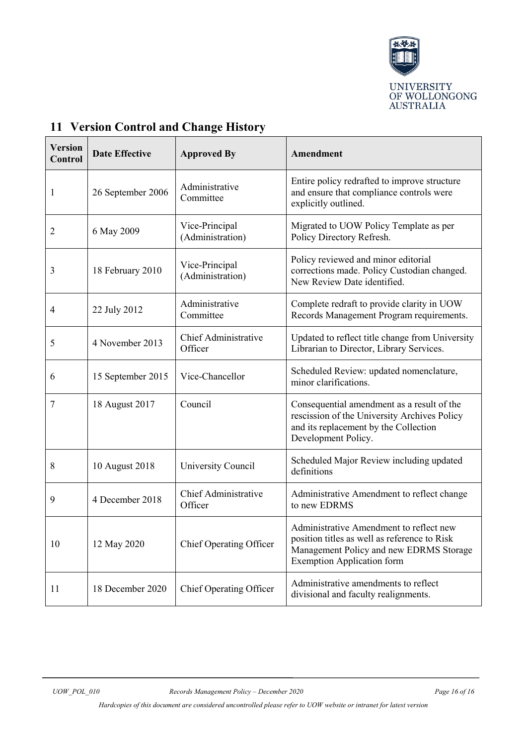## 11 Version Control and Change History

| Version Control | Date Effective | Approved By | Amendment |
|---|---|---|---|
| 1 | 26 September 2006 | Administrative Committee | Entire policy redrafted to improve structure and ensure that compliance controls were explicitly outlined. |
| 2 | 6 May 2009 | Vice-Principal (Administration) | Migrated to UOW Policy Template as per Policy Directory Refresh. |
| 3 | 18 February 2010 | Vice-Principal (Administration) | Policy reviewed and minor editorial corrections made. Policy Custodian changed. New Review Date identified. |
| 4 | 22 July 2012 | Administrative Committee | Complete redraft to provide clarity in UOW Records Management Program requirements. |
| 5 | 4 November 2013 | Chief Administrative Officer | Updated to reflect title change from University Librarian to Director, Library Services. |
| 6 | 15 September 2015 | Vice-Chancellor | Scheduled Review: updated nomenclature, minor clarifications. |
| 7 | 18 August 2017 | Council | Consequential amendment as a result of the rescission of the University Archives Policy and its replacement by the Collection Development Policy. |
| 8 | 10 August 2018 | University Council | Scheduled Major Review including updated definitions |
| 9 | 4 December 2018 | Chief Administrative Officer | Administrative Amendment to reflect change to new EDRMS |
| 10 | 12 May 2020 | Chief Operating Officer | Administrative Amendment to reflect new position titles as well as reference to Risk Management Policy and new EDRMS Storage Exemption Application form |
| 11 | 18 December 2020 | Chief Operating Officer | Administrative amendments to reflect divisional and faculty realignments. |